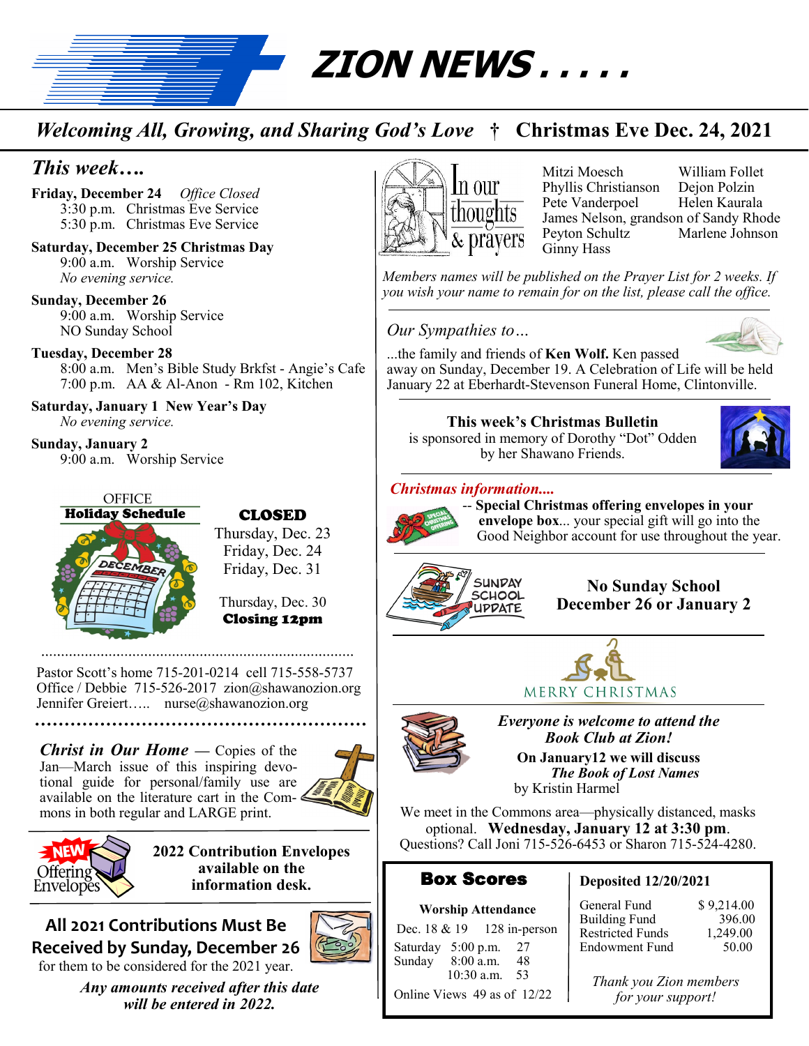# ZION NEWS . . . . .

*Welcoming All, Growing, and Sharing God's Love* † **Christmas Eve Dec. 24, 2021**

## *This week….*

**Friday, December 24** *Office Closed*
3:30 p.m. Christmas Eve Service
5:30 p.m. Christmas Eve Service

**Saturday, December 25 Christmas Day**
9:00 a.m. Worship Service
*No evening service.*

**Sunday, December 26**
9:00 a.m. Worship Service
NO Sunday School

**Tuesday, December 28**
8:00 a.m. Men's Bible Study Brkfst - Angie's Cafe
7:00 p.m. AA & Al-Anon - Rm 102, Kitchen

**Saturday, January 1 New Year's Day**
*No evening service.*

**Sunday, January 2**
9:00 a.m. Worship Service

OFFICE
**Holiday Schedule**

**CLOSED**
Thursday, Dec. 23
Friday, Dec. 24
Friday, Dec. 31

Thursday, Dec. 30
**Closing 12pm**

Pastor Scott's home 715-201-0214 cell 715-558-5737
Office / Debbie 715-526-2017 zion@shawanozion.org
Jennifer Greiert….. nurse@shawanozion.org

***Christ in Our Home*** — Copies of the Jan—March issue of this inspiring devotional guide for personal/family use are available on the literature cart in the Commons in both regular and LARGE print.

NEW Offering Envelopes

**2022 Contribution Envelopes available on the information desk.**

**All 2021 Contributions Must Be Received by Sunday, December 26**
for them to be considered for the 2021 year.

***Any amounts received after this date will be entered in 2022.***

## In our thoughts & prayers

Mitzi Moesch
Phyllis Christianson
Pete Vanderpoel
William Follet
Dejon Polzin
Helen Kaurala
James Nelson, grandson of Sandy Rhode
Peyton Schultz
Marlene Johnson
Ginny Hass

*Members names will be published on the Prayer List for 2 weeks. If you wish your name to remain for on the list, please call the office.*

## *Our Sympathies to…*

...the family and friends of **Ken Wolf.** Ken passed away on Sunday, December 19. A Celebration of Life will be held January 22 at Eberhardt-Stevenson Funeral Home, Clintonville.

**This week's Christmas Bulletin**
is sponsored in memory of Dorothy "Dot" Odden by her Shawano Friends.

## *Christmas information....*

-- **Special Christmas offering envelopes in your envelope box**... your special gift will go into the Good Neighbor account for use throughout the year.

SUNDAY SCHOOL UPDATE

**No Sunday School December 26 or January 2**

MERRY CHRISTMAS

***Everyone is welcome to attend the Book Club at Zion!***

**On January12 we will discuss *The Book of Lost Names***
by Kristin Harmel

We meet in the Commons area—physically distanced, masks optional. **Wednesday, January 12 at 3:30 pm**.
Questions? Call Joni 715-526-6453 or Sharon 715-524-4280.

## Box Scores

**Worship Attendance**

| | | |
|---|---|---|
| Dec. 18 & 19 | | 128 in-person |
| Saturday | 5:00 p.m. | 27 |
| Sunday | 8:00 a.m. | 48 |
| | 10:30 a.m. | 53 |

Online Views 49 as of 12/22

**Deposited 12/20/2021**

| | |
|---|---|
| General Fund | $ 9,214.00 |
| Building Fund | 396.00 |
| Restricted Funds | 1,249.00 |
| Endowment Fund | 50.00 |

*Thank you Zion members for your support!*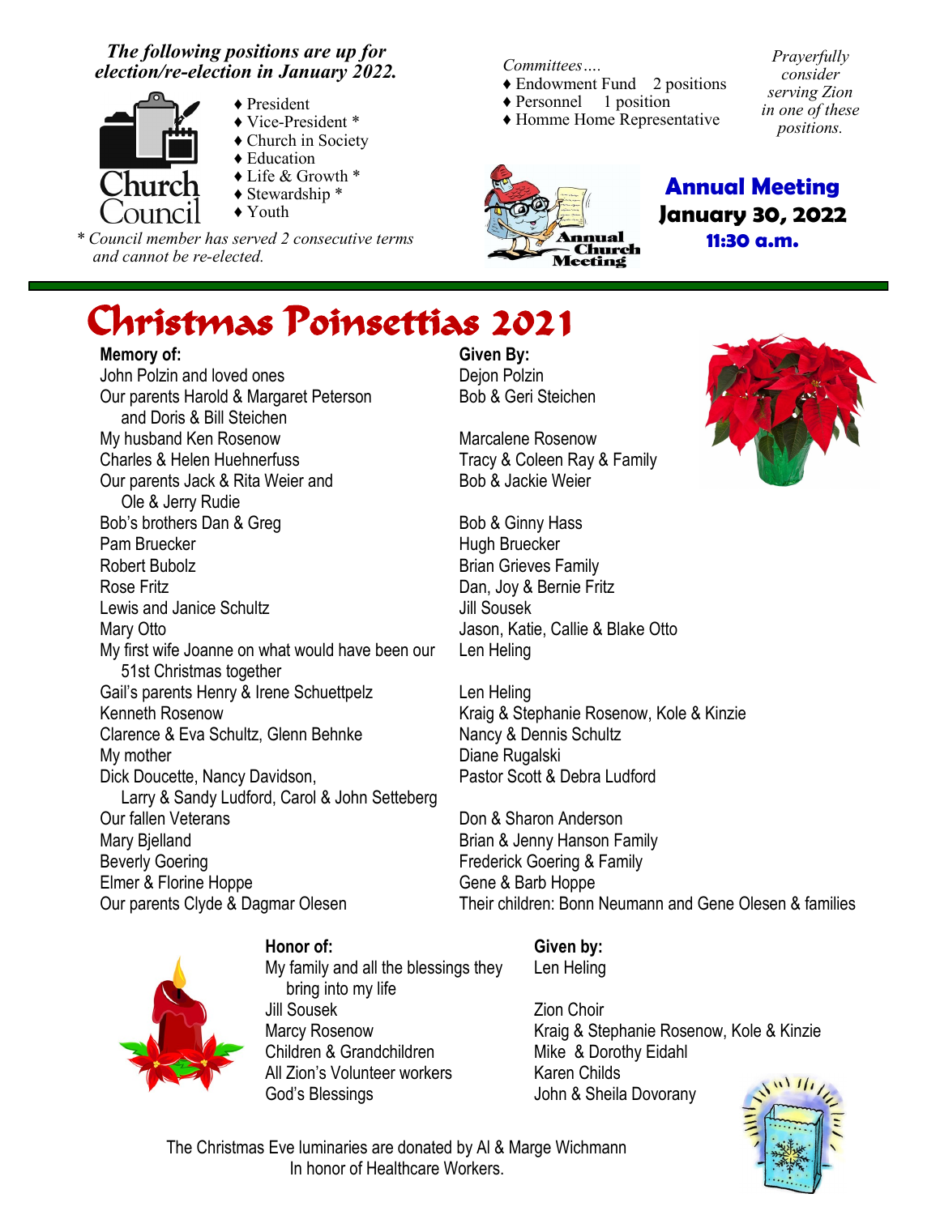***The following positions are up for election/re-election in January 2022.***

Church Council

- President
- Vice-President *
- Church in Society
- Education
- Life & Growth *
- Stewardship *
- Youth

*\* Council member has served 2 consecutive terms and cannot be re-elected.*

*Committees….*

- Endowment Fund 2 positions
- Personnel 1 position
- Homme Home Representative

*Prayerfully consider serving Zion in one of these positions.*

**Annual Meeting**
**January 30, 2022**
**11:30 a.m.**

# Christmas Poinsettias 2021

| Memory of: | Given By: |
|---|---|
| John Polzin and loved ones | Dejon Polzin |
| Our parents Harold & Margaret Peterson and Doris & Bill Steichen | Bob & Geri Steichen |
| My husband Ken Rosenow | Marcalene Rosenow |
| Charles & Helen Huehnerfuss | Tracy & Coleen Ray & Family |
| Our parents Jack & Rita Weier and Ole & Jerry Rudie | Bob & Jackie Weier |
| Bob's brothers Dan & Greg | Bob & Ginny Hass |
| Pam Bruecker | Hugh Bruecker |
| Robert Bubolz | Brian Grieves Family |
| Rose Fritz | Dan, Joy & Bernie Fritz |
| Lewis and Janice Schultz | Jill Sousek |
| Mary Otto | Jason, Katie, Callie & Blake Otto |
| My first wife Joanne on what would have been our 51st Christmas together | Len Heling |
| Gail's parents Henry & Irene Schuettpelz | Len Heling |
| Kenneth Rosenow | Kraig & Stephanie Rosenow, Kole & Kinzie |
| Clarence & Eva Schultz, Glenn Behnke | Nancy & Dennis Schultz |
| My mother | Diane Rugalski |
| Dick Doucette, Nancy Davidson, Larry & Sandy Ludford, Carol & John Setteberg | Pastor Scott & Debra Ludford |
| Our fallen Veterans | Don & Sharon Anderson |
| Mary Bjelland | Brian & Jenny Hanson Family |
| Beverly Goering | Frederick Goering & Family |
| Elmer & Florine Hoppe | Gene & Barb Hoppe |
| Our parents Clyde & Dagmar Olesen | Their children: Bonn Neumann and Gene Olesen & families |

| Honor of: | Given by: |
|---|---|
| My family and all the blessings they bring into my life | Len Heling |
| Jill Sousek | Zion Choir |
| Marcy Rosenow | Kraig & Stephanie Rosenow, Kole & Kinzie |
| Children & Grandchildren | Mike & Dorothy Eidahl |
| All Zion's Volunteer workers | Karen Childs |
| God's Blessings | John & Sheila Dovorany |

The Christmas Eve luminaries are donated by Al & Marge Wichmann
In honor of Healthcare Workers.